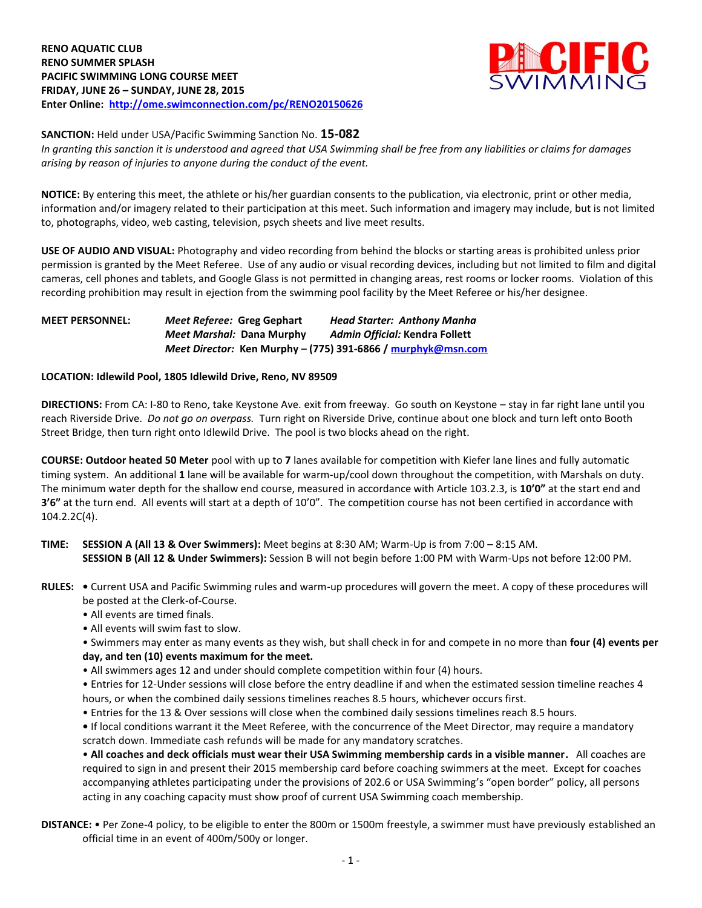**RENO AQUATIC CLUB**
**RENO SUMMER SPLASH**
**PACIFIC SWIMMING LONG COURSE MEET**
**FRIDAY, JUNE 26 – SUNDAY, JUNE 28, 2015**
**Enter Online: [http://ome.swimconnection.com/pc/RENO20150626](http://ome.swimconnection.com/pc/RENO20150626)**

**SANCTION:** Held under USA/Pacific Swimming Sanction No. **15-082**
*In granting this sanction it is understood and agreed that USA Swimming shall be free from any liabilities or claims for damages arising by reason of injuries to anyone during the conduct of the event.*

**NOTICE:** By entering this meet, the athlete or his/her guardian consents to the publication, via electronic, print or other media, information and/or imagery related to their participation at this meet. Such information and imagery may include, but is not limited to, photographs, video, web casting, television, psych sheets and live meet results.

**USE OF AUDIO AND VISUAL:** Photography and video recording from behind the blocks or starting areas is prohibited unless prior permission is granted by the Meet Referee. Use of any audio or visual recording devices, including but not limited to film and digital cameras, cell phones and tablets, and Google Glass is not permitted in changing areas, rest rooms or locker rooms. Violation of this recording prohibition may result in ejection from the swimming pool facility by the Meet Referee or his/her designee.

**MEET PERSONNEL:** ***Meet Referee:*** **Greg Gephart** ***Head Starter: Anthony Manha***
***Meet Marshal:*** **Dana Murphy** ***Admin Official:*** **Kendra Follett**
***Meet Director:*** **Ken Murphy – (775) 391-6866 / [murphyk@msn.com](mailto:murphyk@msn.com)**

**LOCATION: Idlewild Pool, 1805 Idlewild Drive, Reno, NV 89509**

**DIRECTIONS:** From CA: I-80 to Reno, take Keystone Ave. exit from freeway. Go south on Keystone – stay in far right lane until you reach Riverside Drive. *Do not go on overpass.* Turn right on Riverside Drive, continue about one block and turn left onto Booth Street Bridge, then turn right onto Idlewild Drive. The pool is two blocks ahead on the right.

**COURSE: Outdoor heated 50 Meter** pool with up to **7** lanes available for competition with Kiefer lane lines and fully automatic timing system. An additional **1** lane will be available for warm-up/cool down throughout the competition, with Marshals on duty. The minimum water depth for the shallow end course, measured in accordance with Article 103.2.3, is **10'0"** at the start end and **3'6"** at the turn end. All events will start at a depth of 10'0". The competition course has not been certified in accordance with 104.2.2C(4).

**TIME:** **SESSION A (All 13 & Over Swimmers):** Meet begins at 8:30 AM; Warm-Up is from 7:00 – 8:15 AM.
**SESSION B (All 12 & Under Swimmers):** Session B will not begin before 1:00 PM with Warm-Ups not before 12:00 PM.

**RULES:**
- Current USA and Pacific Swimming rules and warm-up procedures will govern the meet. A copy of these procedures will be posted at the Clerk-of-Course.
- All events are timed finals.
- All events will swim fast to slow.
- Swimmers may enter as many events as they wish, but shall check in for and compete in no more than **four (4) events per day, and ten (10) events maximum for the meet.**
- All swimmers ages 12 and under should complete competition within four (4) hours.
- Entries for 12-Under sessions will close before the entry deadline if and when the estimated session timeline reaches 4 hours, or when the combined daily sessions timelines reaches 8.5 hours, whichever occurs first.
- Entries for the 13 & Over sessions will close when the combined daily sessions timelines reach 8.5 hours.
- If local conditions warrant it the Meet Referee, with the concurrence of the Meet Director, may require a mandatory scratch down. Immediate cash refunds will be made for any mandatory scratches.
- **All coaches and deck officials must wear their USA Swimming membership cards in a visible manner.** All coaches are required to sign in and present their 2015 membership card before coaching swimmers at the meet. Except for coaches accompanying athletes participating under the provisions of 202.6 or USA Swimming's "open border" policy, all persons acting in any coaching capacity must show proof of current USA Swimming coach membership.

**DISTANCE:**
- Per Zone-4 policy, to be eligible to enter the 800m or 1500m freestyle, a swimmer must have previously established an official time in an event of 400m/500y or longer.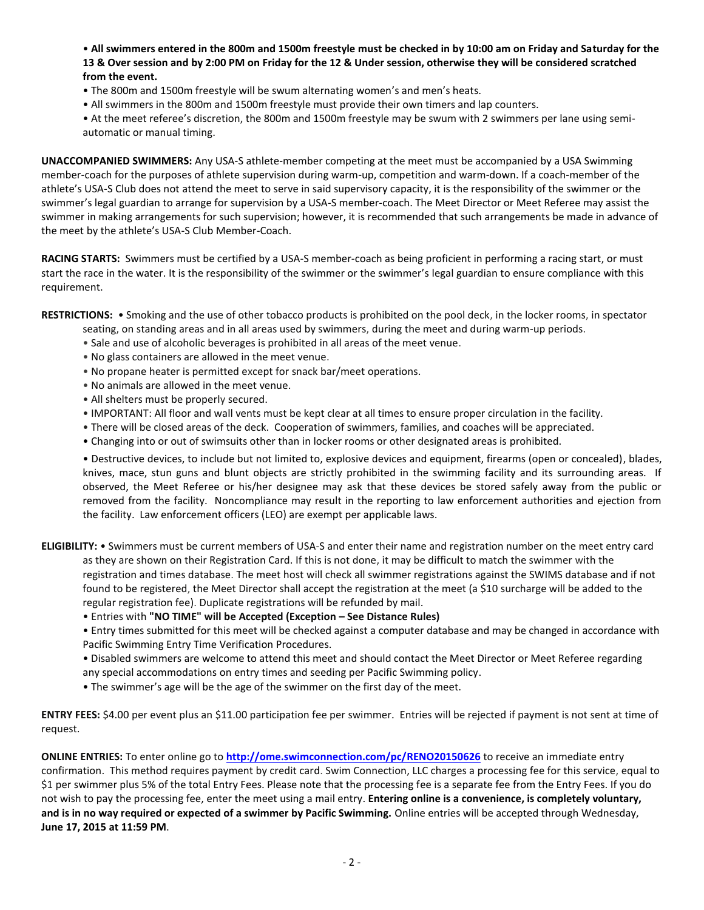- **All swimmers entered in the 800m and 1500m freestyle must be checked in by 10:00 am on Friday and Saturday for the 13 & Over session and by 2:00 PM on Friday for the 12 & Under session, otherwise they will be considered scratched from the event.**
- The 800m and 1500m freestyle will be swum alternating women's and men's heats.
- All swimmers in the 800m and 1500m freestyle must provide their own timers and lap counters.
- At the meet referee's discretion, the 800m and 1500m freestyle may be swum with 2 swimmers per lane using semi-automatic or manual timing.

**UNACCOMPANIED SWIMMERS:** Any USA-S athlete-member competing at the meet must be accompanied by a USA Swimming member-coach for the purposes of athlete supervision during warm-up, competition and warm-down. If a coach-member of the athlete's USA-S Club does not attend the meet to serve in said supervisory capacity, it is the responsibility of the swimmer or the swimmer's legal guardian to arrange for supervision by a USA-S member-coach. The Meet Director or Meet Referee may assist the swimmer in making arrangements for such supervision; however, it is recommended that such arrangements be made in advance of the meet by the athlete's USA-S Club Member-Coach.

**RACING STARTS:** Swimmers must be certified by a USA-S member-coach as being proficient in performing a racing start, or must start the race in the water. It is the responsibility of the swimmer or the swimmer's legal guardian to ensure compliance with this requirement.

**RESTRICTIONS:**
- Smoking and the use of other tobacco products is prohibited on the pool deck, in the locker rooms, in spectator seating, on standing areas and in all areas used by swimmers, during the meet and during warm-up periods.
- Sale and use of alcoholic beverages is prohibited in all areas of the meet venue.
- No glass containers are allowed in the meet venue.
- No propane heater is permitted except for snack bar/meet operations.
- No animals are allowed in the meet venue.
- All shelters must be properly secured.
- IMPORTANT: All floor and wall vents must be kept clear at all times to ensure proper circulation in the facility.
- There will be closed areas of the deck. Cooperation of swimmers, families, and coaches will be appreciated.
- Changing into or out of swimsuits other than in locker rooms or other designated areas is prohibited.
- Destructive devices, to include but not limited to, explosive devices and equipment, firearms (open or concealed), blades, knives, mace, stun guns and blunt objects are strictly prohibited in the swimming facility and its surrounding areas. If observed, the Meet Referee or his/her designee may ask that these devices be stored safely away from the public or removed from the facility. Noncompliance may result in the reporting to law enforcement authorities and ejection from the facility. Law enforcement officers (LEO) are exempt per applicable laws.

**ELIGIBILITY:**
- Swimmers must be current members of USA-S and enter their name and registration number on the meet entry card as they are shown on their Registration Card. If this is not done, it may be difficult to match the swimmer with the registration and times database. The meet host will check all swimmer registrations against the SWIMS database and if not found to be registered, the Meet Director shall accept the registration at the meet (a $10 surcharge will be added to the regular registration fee). Duplicate registrations will be refunded by mail.
- Entries with **"NO TIME" will be Accepted (Exception – See Distance Rules)**
- Entry times submitted for this meet will be checked against a computer database and may be changed in accordance with Pacific Swimming Entry Time Verification Procedures.
- Disabled swimmers are welcome to attend this meet and should contact the Meet Director or Meet Referee regarding any special accommodations on entry times and seeding per Pacific Swimming policy.
- The swimmer's age will be the age of the swimmer on the first day of the meet.

**ENTRY FEES:** $4.00 per event plus an $11.00 participation fee per swimmer. Entries will be rejected if payment is not sent at time of request.

**ONLINE ENTRIES:** To enter online go to **http://ome.swimconnection.com/pc/RENO20150626** to receive an immediate entry confirmation. This method requires payment by credit card. Swim Connection, LLC charges a processing fee for this service, equal to $1 per swimmer plus 5% of the total Entry Fees. Please note that the processing fee is a separate fee from the Entry Fees. If you do not wish to pay the processing fee, enter the meet using a mail entry. **Entering online is a convenience, is completely voluntary, and is in no way required or expected of a swimmer by Pacific Swimming.** Online entries will be accepted through Wednesday, **June 17, 2015 at 11:59 PM**.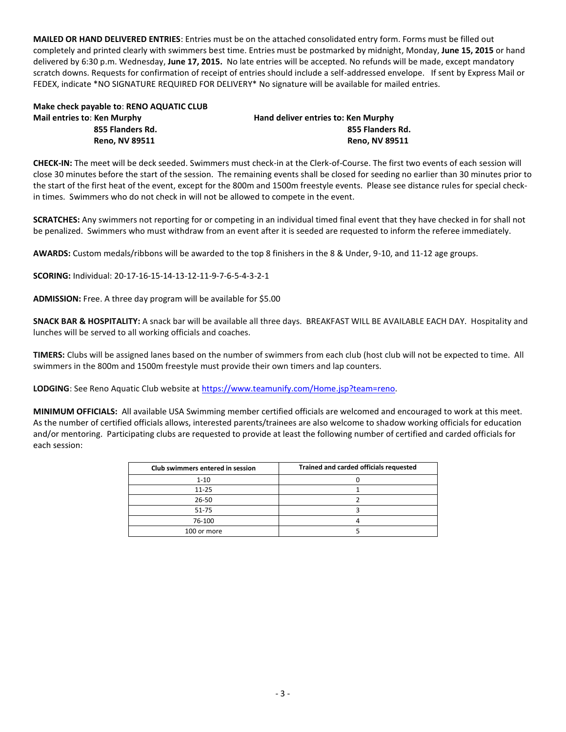**MAILED OR HAND DELIVERED ENTRIES**: Entries must be on the attached consolidated entry form. Forms must be filled out completely and printed clearly with swimmers best time. Entries must be postmarked by midnight, Monday, **June 15, 2015** or hand delivered by 6:30 p.m. Wednesday, **June 17, 2015.** No late entries will be accepted. No refunds will be made, except mandatory scratch downs. Requests for confirmation of receipt of entries should include a self-addressed envelope. If sent by Express Mail or FEDEX, indicate *NO SIGNATURE REQUIRED FOR DELIVERY* No signature will be available for mailed entries.

**Make check payable to**: **RENO AQUATIC CLUB**

**Mail entries to**: **Ken Murphy**
**855 Flanders Rd.**
**Reno, NV 89511**

**Hand deliver entries to: Ken Murphy**
**855 Flanders Rd.**
**Reno, NV 89511**

**CHECK-IN:** The meet will be deck seeded. Swimmers must check-in at the Clerk-of-Course. The first two events of each session will close 30 minutes before the start of the session. The remaining events shall be closed for seeding no earlier than 30 minutes prior to the start of the first heat of the event, except for the 800m and 1500m freestyle events. Please see distance rules for special check-in times. Swimmers who do not check in will not be allowed to compete in the event.

**SCRATCHES:** Any swimmers not reporting for or competing in an individual timed final event that they have checked in for shall not be penalized. Swimmers who must withdraw from an event after it is seeded are requested to inform the referee immediately.

**AWARDS:** Custom medals/ribbons will be awarded to the top 8 finishers in the 8 & Under, 9-10, and 11-12 age groups.

**SCORING:** Individual: 20-17-16-15-14-13-12-11-9-7-6-5-4-3-2-1

**ADMISSION:** Free. A three day program will be available for $5.00

**SNACK BAR & HOSPITALITY:** A snack bar will be available all three days. BREAKFAST WILL BE AVAILABLE EACH DAY. Hospitality and lunches will be served to all working officials and coaches.

**TIMERS:** Clubs will be assigned lanes based on the number of swimmers from each club (host club will not be expected to time. All swimmers in the 800m and 1500m freestyle must provide their own timers and lap counters.

**LODGING**: See Reno Aquatic Club website at https://www.teamunify.com/Home.jsp?team=reno.

**MINIMUM OFFICIALS:** All available USA Swimming member certified officials are welcomed and encouraged to work at this meet. As the number of certified officials allows, interested parents/trainees are also welcome to shadow working officials for education and/or mentoring. Participating clubs are requested to provide at least the following number of certified and carded officials for each session:

| Club swimmers entered in session | Trained and carded officials requested |
|---|---|
| 1-10 | 0 |
| 11-25 | 1 |
| 26-50 | 2 |
| 51-75 | 3 |
| 76-100 | 4 |
| 100 or more | 5 |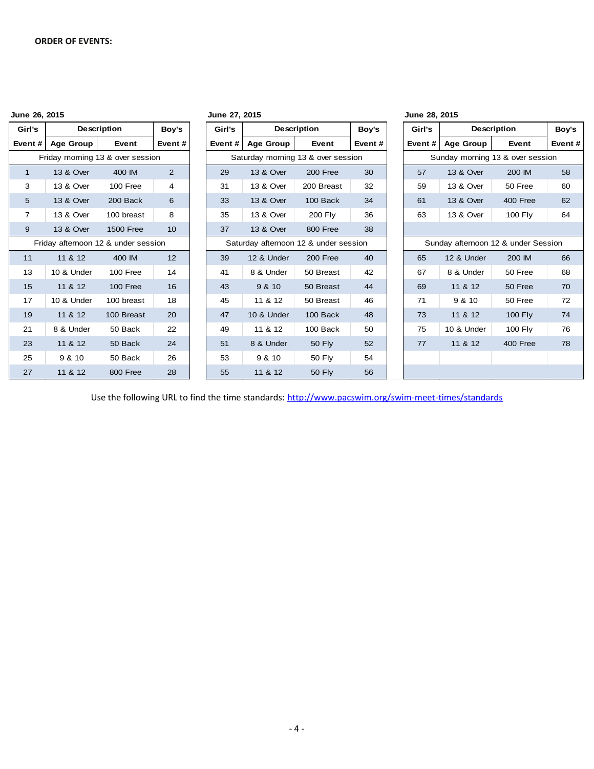**ORDER OF EVENTS:**

**June 26, 2015**

| Girl's | Description | | Boy's |
|---|---|---|---|
| Event # | Age Group | Event | Event # |
| Friday morning 13 & over session | | | |
| 1 | 13 & Over | 400 IM | 2 |
| 3 | 13 & Over | 100 Free | 4 |
| 5 | 13 & Over | 200 Back | 6 |
| 7 | 13 & Over | 100 breast | 8 |
| 9 | 13 & Over | 1500 Free | 10 |
| Friday afternoon 12 & under session | | | |
| 11 | 11 & 12 | 400 IM | 12 |
| 13 | 10 & Under | 100 Free | 14 |
| 15 | 11 & 12 | 100 Free | 16 |
| 17 | 10 & Under | 100 breast | 18 |
| 19 | 11 & 12 | 100 Breast | 20 |
| 21 | 8 & Under | 50 Back | 22 |
| 23 | 11 & 12 | 50 Back | 24 |
| 25 | 9 & 10 | 50 Back | 26 |
| 27 | 11 & 12 | 800 Free | 28 |

**June 27, 2015**

| Girl's | Description | | Boy's |
|---|---|---|---|
| Event # | Age Group | Event | Event # |
| Saturday morning 13 & over session | | | |
| 29 | 13 & Over | 200 Free | 30 |
| 31 | 13 & Over | 200 Breast | 32 |
| 33 | 13 & Over | 100 Back | 34 |
| 35 | 13 & Over | 200 Fly | 36 |
| 37 | 13 & Over | 800 Free | 38 |
| Saturday afternoon 12 & under session | | | |
| 39 | 12 & Under | 200 Free | 40 |
| 41 | 8 & Under | 50 Breast | 42 |
| 43 | 9 & 10 | 50 Breast | 44 |
| 45 | 11 & 12 | 50 Breast | 46 |
| 47 | 10 & Under | 100 Back | 48 |
| 49 | 11 & 12 | 100 Back | 50 |
| 51 | 8 & Under | 50 Fly | 52 |
| 53 | 9 & 10 | 50 Fly | 54 |
| 55 | 11 & 12 | 50 Fly | 56 |

**June 28, 2015**

| Girl's | Description | | Boy's |
|---|---|---|---|
| Event # | Age Group | Event | Event # |
| Sunday morning 13 & over session | | | |
| 57 | 13 & Over | 200 IM | 58 |
| 59 | 13 & Over | 50 Free | 60 |
| 61 | 13 & Over | 400 Free | 62 |
| 63 | 13 & Over | 100 Fly | 64 |
| Sunday afternoon 12 & under Session | | | |
| 65 | 12 & Under | 200 IM | 66 |
| 67 | 8 & Under | 50 Free | 68 |
| 69 | 11 & 12 | 50 Free | 70 |
| 71 | 9 & 10 | 50 Free | 72 |
| 73 | 11 & 12 | 100 Fly | 74 |
| 75 | 10 & Under | 100 Fly | 76 |
| 77 | 11 & 12 | 400 Free | 78 |

Use the following URL to find the time standards: [http://www.pacswim.org/swim-meet-times/standards](http://www.pacswim.org/swim-meet-times/standards)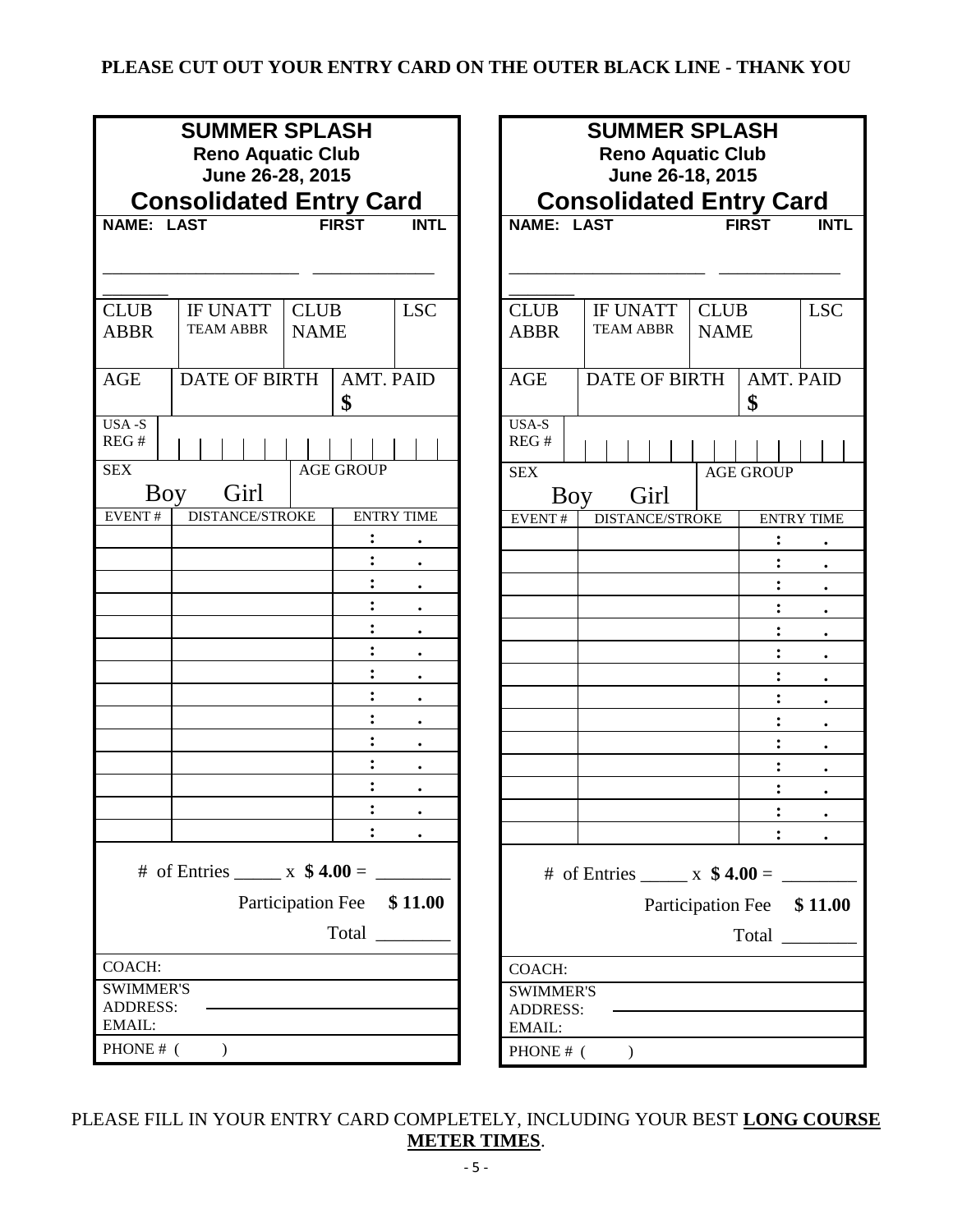**PLEASE CUT OUT YOUR ENTRY CARD ON THE OUTER BLACK LINE - THANK YOU**

## SUMMER SPLASH
### Reno Aquatic Club
### June 26-28, 2015
## Consolidated Entry Card

| NAME: LAST | | FIRST | INTL |
|---|---|---|---|
| ____________________ | | ____________ | _______ |

| CLUB ABBR | IF UNATT TEAM ABBR | CLUB NAME | LSC |
|---|---|---|---|
| | | | |

| AGE | DATE OF BIRTH | AMT. PAID |
|---|---|---|
| | | $ |

| USA -S REG # | |
|---|---|
| | |

| SEX | AGE GROUP |
|---|---|
| Boy Girl | |

| EVENT # | DISTANCE/STROKE | ENTRY TIME |
|---|---|---|
| | | : . |
| | | : . |
| | | : . |
| | | : . |
| | | : . |
| | | : . |
| | | : . |
| | | : . |
| | | : . |
| | | : . |
| | | : . |
| | | : . |
| | | : . |
| | | : . |

\# of Entries _____ x **$ 4.00** = ________

Participation Fee **$ 11.00**

Total ________

COACH:

SWIMMER'S ADDRESS: ____________________

EMAIL:

PHONE # ( )

## SUMMER SPLASH
### Reno Aquatic Club
### June 26-18, 2015
## Consolidated Entry Card

| NAME: LAST | | FIRST | INTL |
|---|---|---|---|
| ____________________ | | ____________ | _______ |

| CLUB ABBR | IF UNATT TEAM ABBR | CLUB NAME | LSC |
|---|---|---|---|
| | | | |

| AGE | DATE OF BIRTH | AMT. PAID |
|---|---|---|
| | | $ |

| USA-S REG # | |
|---|---|
| | |

| SEX | AGE GROUP |
|---|---|
| Boy Girl | |

| EVENT # | DISTANCE/STROKE | ENTRY TIME |
|---|---|---|
| | | : . |
| | | : . |
| | | : . |
| | | : . |
| | | : . |
| | | : . |
| | | : . |
| | | : . |
| | | : . |
| | | : . |
| | | : . |
| | | : . |
| | | : . |
| | | : . |

\# of Entries _____ x **$ 4.00** = ________

Participation Fee **$ 11.00**

Total ________

COACH:

SWIMMER'S ADDRESS: ____________________

EMAIL:

PHONE # ( )

PLEASE FILL IN YOUR ENTRY CARD COMPLETELY, INCLUDING YOUR BEST **LONG COURSE METER TIMES**.